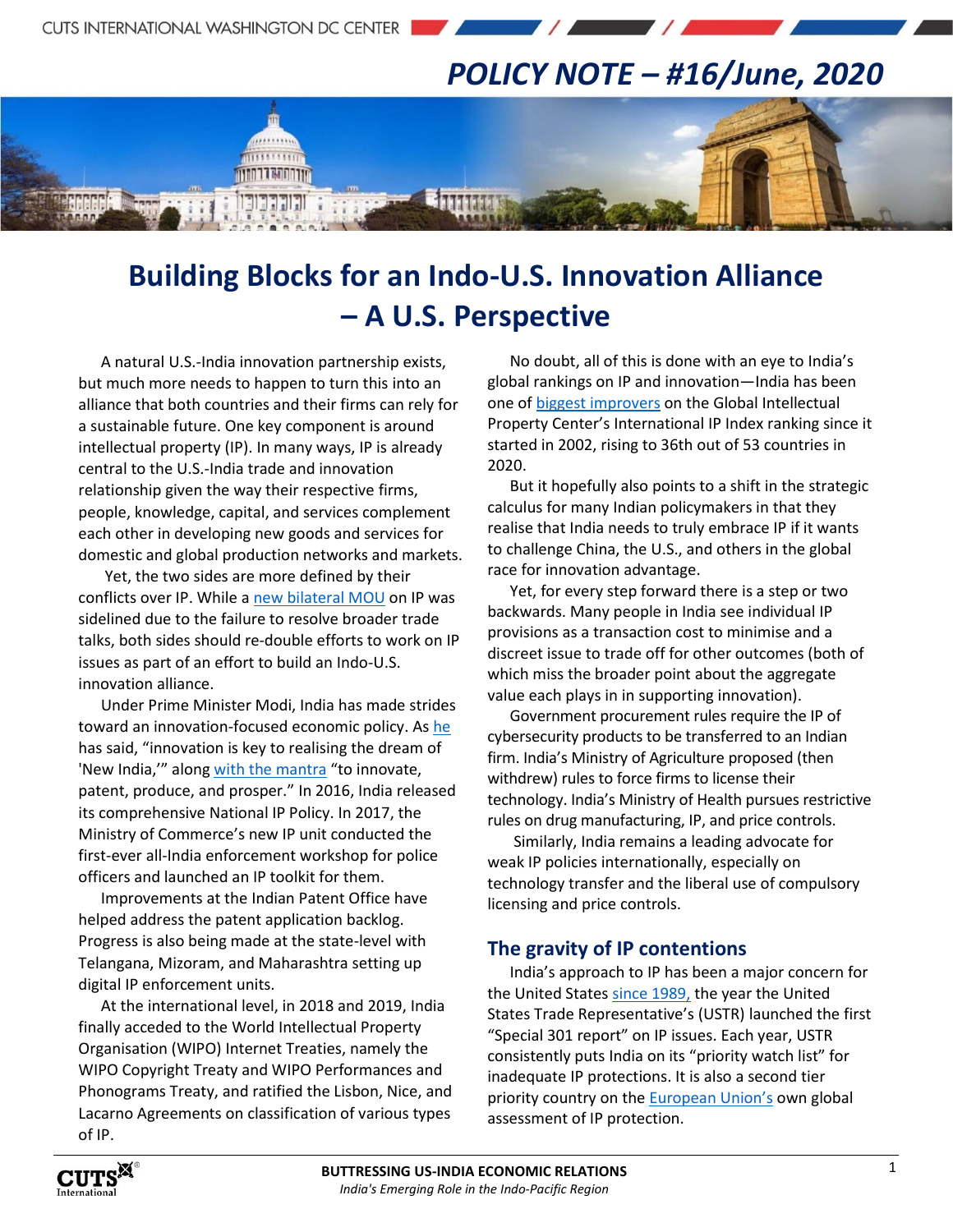# POLICY NOTE – #16/June, 2020

# Building Blocks for an Indo-U.S. Innovation Alliance – A U.S. Perspective

A natural U.S.-India innovation partnership exists, but much more needs to happen to turn this into an alliance that both countries and their firms can rely for a sustainable future. One key component is around intellectual property (IP). In many ways, IP is already central to the U.S.-India trade and innovation relationship given the way their respective firms, people, knowledge, capital, and services complement each other in developing new goods and services for domestic and global production networks and markets.

Yet, the two sides are more defined by their conflicts over IP. While a new bilateral MOU on IP was sidelined due to the failure to resolve broader trade talks, both sides should re-double efforts to work on IP issues as part of an effort to build an Indo-U.S. innovation alliance.

Under Prime Minister Modi, India has made strides toward an innovation-focused economic policy. As he has said, "innovation is key to realising the dream of 'New India,'" along with the mantra "to innovate, patent, produce, and prosper." In 2016, India released its comprehensive National IP Policy. In 2017, the Ministry of Commerce's new IP unit conducted the first-ever all-India enforcement workshop for police officers and launched an IP toolkit for them.

Improvements at the Indian Patent Office have helped address the patent application backlog. Progress is also being made at the state-level with Telangana, Mizoram, and Maharashtra setting up digital IP enforcement units.

At the international level, in 2018 and 2019, India finally acceded to the World Intellectual Property Organisation (WIPO) Internet Treaties, namely the WIPO Copyright Treaty and WIPO Performances and Phonograms Treaty, and ratified the Lisbon, Nice, and Lacarno Agreements on classification of various types of IP.

No doubt, all of this is done with an eye to India's global rankings on IP and innovation—India has been one of biggest improvers on the Global Intellectual Property Center's International IP Index ranking since it started in 2002, rising to 36th out of 53 countries in 2020.

But it hopefully also points to a shift in the strategic calculus for many Indian policymakers in that they realise that India needs to truly embrace IP if it wants to challenge China, the U.S., and others in the global race for innovation advantage.

Yet, for every step forward there is a step or two backwards. Many people in India see individual IP provisions as a transaction cost to minimise and a discreet issue to trade off for other outcomes (both of which miss the broader point about the aggregate value each plays in in supporting innovation).

Government procurement rules require the IP of cybersecurity products to be transferred to an Indian firm. India's Ministry of Agriculture proposed (then withdrew) rules to force firms to license their technology. India's Ministry of Health pursues restrictive rules on drug manufacturing, IP, and price controls.

Similarly, India remains a leading advocate for weak IP policies internationally, especially on technology transfer and the liberal use of compulsory licensing and price controls.

## The gravity of IP contentions

India's approach to IP has been a major concern for the United States since 1989, the year the United States Trade Representative's (USTR) launched the first "Special 301 report" on IP issues. Each year, USTR consistently puts India on its "priority watch list" for inadequate IP protections. It is also a second tier priority country on the European Union's own global assessment of IP protection.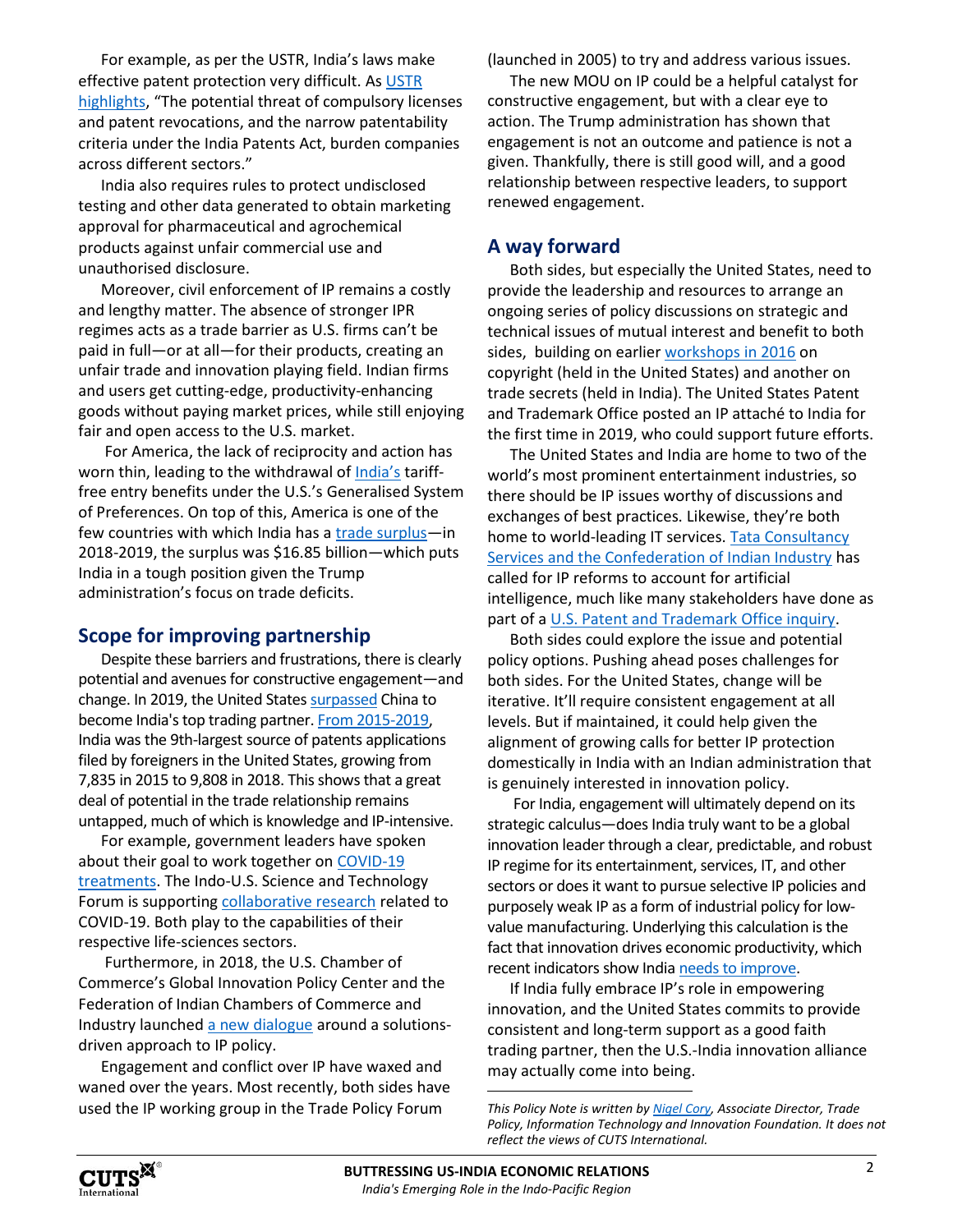For example, as per the USTR, India's laws make effective patent protection very difficult. As USTR highlights, "The potential threat of compulsory licenses and patent revocations, and the narrow patentability criteria under the India Patents Act, burden companies across different sectors."

India also requires rules to protect undisclosed testing and other data generated to obtain marketing approval for pharmaceutical and agrochemical products against unfair commercial use and unauthorised disclosure.

Moreover, civil enforcement of IP remains a costly and lengthy matter. The absence of stronger IPR regimes acts as a trade barrier as U.S. firms can't be paid in full—or at all—for their products, creating an unfair trade and innovation playing field. Indian firms and users get cutting-edge, productivity-enhancing goods without paying market prices, while still enjoying fair and open access to the U.S. market.

For America, the lack of reciprocity and action has worn thin, leading to the withdrawal of India's tariff-free entry benefits under the U.S.'s Generalised System of Preferences. On top of this, America is one of the few countries with which India has a trade surplus—in 2018-2019, the surplus was $16.85 billion—which puts India in a tough position given the Trump administration's focus on trade deficits.

## Scope for improving partnership

Despite these barriers and frustrations, there is clearly potential and avenues for constructive engagement—and change. In 2019, the United States surpassed China to become India's top trading partner. From 2015-2019, India was the 9th-largest source of patents applications filed by foreigners in the United States, growing from 7,835 in 2015 to 9,808 in 2018. This shows that a great deal of potential in the trade relationship remains untapped, much of which is knowledge and IP-intensive.

For example, government leaders have spoken about their goal to work together on COVID-19 treatments. The Indo-U.S. Science and Technology Forum is supporting collaborative research related to COVID-19. Both play to the capabilities of their respective life-sciences sectors.

Furthermore, in 2018, the U.S. Chamber of Commerce's Global Innovation Policy Center and the Federation of Indian Chambers of Commerce and Industry launched a new dialogue around a solutions-driven approach to IP policy.

Engagement and conflict over IP have waxed and waned over the years. Most recently, both sides have used the IP working group in the Trade Policy Forum (launched in 2005) to try and address various issues.

The new MOU on IP could be a helpful catalyst for constructive engagement, but with a clear eye to action. The Trump administration has shown that engagement is not an outcome and patience is not a given. Thankfully, there is still good will, and a good relationship between respective leaders, to support renewed engagement.

## A way forward

Both sides, but especially the United States, need to provide the leadership and resources to arrange an ongoing series of policy discussions on strategic and technical issues of mutual interest and benefit to both sides, building on earlier workshops in 2016 on copyright (held in the United States) and another on trade secrets (held in India). The United States Patent and Trademark Office posted an IP attaché to India for the first time in 2019, who could support future efforts.

The United States and India are home to two of the world's most prominent entertainment industries, so there should be IP issues worthy of discussions and exchanges of best practices. Likewise, they're both home to world-leading IT services. Tata Consultancy Services and the Confederation of Indian Industry has called for IP reforms to account for artificial intelligence, much like many stakeholders have done as part of a U.S. Patent and Trademark Office inquiry.

Both sides could explore the issue and potential policy options. Pushing ahead poses challenges for both sides. For the United States, change will be iterative. It'll require consistent engagement at all levels. But if maintained, it could help given the alignment of growing calls for better IP protection domestically in India with an Indian administration that is genuinely interested in innovation policy.

For India, engagement will ultimately depend on its strategic calculus—does India truly want to be a global innovation leader through a clear, predictable, and robust IP regime for its entertainment, services, IT, and other sectors or does it want to pursue selective IP policies and purposely weak IP as a form of industrial policy for low-value manufacturing. Underlying this calculation is the fact that innovation drives economic productivity, which recent indicators show India needs to improve.

If India fully embrace IP's role in empowering innovation, and the United States commits to provide consistent and long-term support as a good faith trading partner, then the U.S.-India innovation alliance may actually come into being.

---

*This Policy Note is written by Nigel Cory, Associate Director, Trade Policy, Information Technology and Innovation Foundation. It does not reflect the views of CUTS International.*